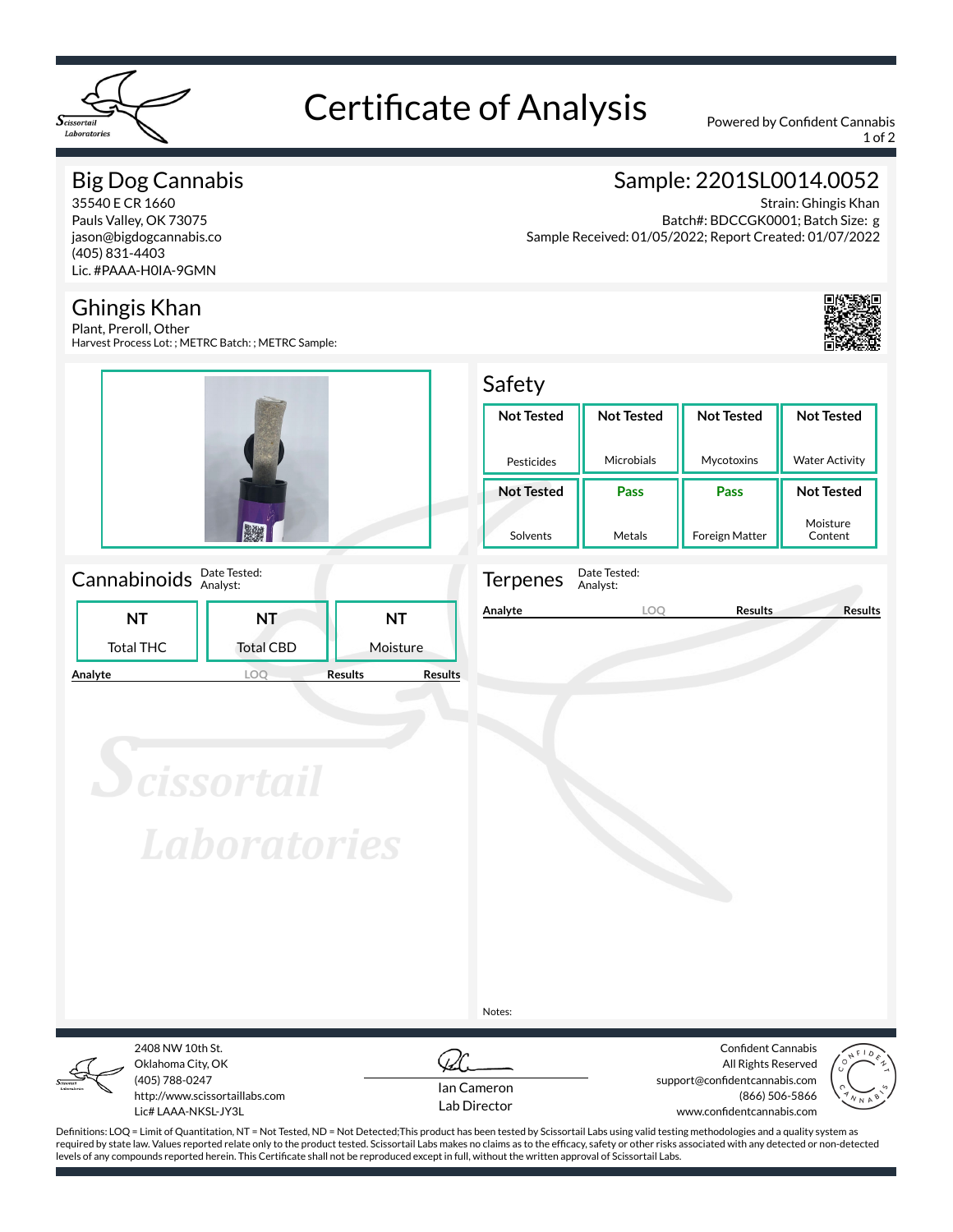# Certificate of Analysis

Powered by Confident Cannabis

## Big Dog Cannabis

35540 E CR 1660
Pauls Valley, OK 73075
jason@bigdogcannabis.co
(405) 831-4403
Lic. #PAAA-H0IA-9GMN

## Sample: 2201SL0014.0052

Strain: Ghingis Khan
Batch#: BDCCGK0001; Batch Size: g
Sample Received: 01/05/2022; Report Created: 01/07/2022

## Ghingis Khan

Plant, Preroll, Other
Harvest Process Lot: ; METRC Batch: ; METRC Sample:

## Safety

| Not Tested | Not Tested | Not Tested | Not Tested |
|---|---|---|---|
| Pesticides | Microbials | Mycotoxins | Water Activity |
| **Not Tested** | **Pass** | **Pass** | **Not Tested** |
| Solvents | Metals | Foreign Matter | Moisture Content |

## Cannabinoids

Date Tested:
Analyst:

| NT | NT | NT |
|---|---|---|
| Total THC | Total CBD | Moisture |

| Analyte | LOQ | Results | Results |
|---|---|---|---|

## Terpenes

Date Tested:
Analyst:

| Analyte | LOQ | Results | Results |
|---|---|---|---|

Notes:

2408 NW 10th St.
Oklahoma City, OK
(405) 788-0247
http://www.scissortaillabs.com
Lic# LAAA-NKSL-JY3L

Ian Cameron
Lab Director

Confident Cannabis
All Rights Reserved
support@confidentcannabis.com
(866) 506-5866
www.confidentcannabis.com

Definitions: LOQ = Limit of Quantitation, NT = Not Tested, ND = Not Detected;This product has been tested by Scissortail Labs using valid testing methodologies and a quality system as required by state law. Values reported relate only to the product tested. Scissortail Labs makes no claims as to the efficacy, safety or other risks associated with any detected or non-detected levels of any compounds reported herein. This Certificate shall not be reproduced except in full, without the written approval of Scissortail Labs.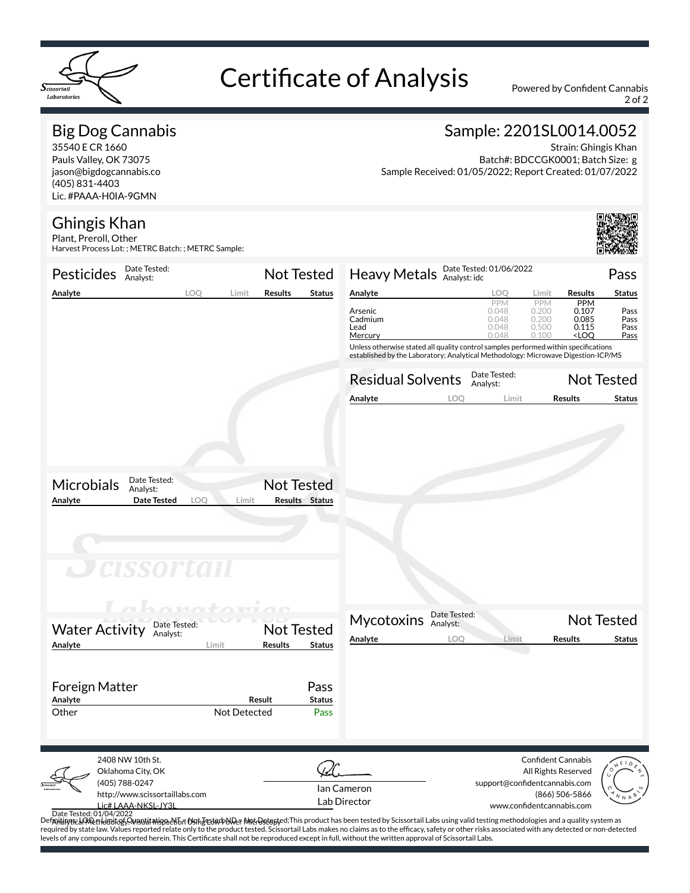# Certificate of Analysis

Powered by Confident Cannabis

## Big Dog Cannabis

35540 E CR 1660
Pauls Valley, OK 73075
jason@bigdogcannabis.co
(405) 831-4403
Lic. #PAAA-H0IA-9GMN

## Sample: 2201SL0014.0052

Strain: Ghingis Khan
Batch#: BDCCGK0001; Batch Size: g
Sample Received: 01/05/2022; Report Created: 01/07/2022

## Ghingis Khan

Plant, Preroll, Other
Harvest Process Lot: ; METRC Batch: ; METRC Sample:

### Pesticides — Not Tested

Date Tested:
Analyst:

| Analyte | LOQ | Limit | Results | Status |
|---|---|---|---|---|

### Heavy Metals — Pass

Date Tested: 01/06/2022
Analyst: idc

| Analyte | LOQ | Limit | Results | Status |
|---|---|---|---|---|
| | PPM | PPM | PPM | |
| Arsenic | 0.048 | 0.200 | 0.107 | Pass |
| Cadmium | 0.048 | 0.200 | 0.085 | Pass |
| Lead | 0.048 | 0.500 | 0.115 | Pass |
| Mercury | 0.048 | 0.100 | <LOQ | Pass |

Unless otherwise stated all quality control samples performed within specifications established by the Laboratory; Analytical Methodology: Microwave Digestion-ICP/MS

### Residual Solvents — Not Tested

Date Tested:
Analyst:

| Analyte | LOQ | Limit | Results | Status |
|---|---|---|---|---|

### Microbials — Not Tested

Date Tested:
Analyst:

| Analyte | Date Tested | LOQ | Limit | Results | Status |
|---|---|---|---|---|---|

### Mycotoxins — Not Tested

Date Tested:
Analyst:

| Analyte | LOQ | Limit | Results | Status |
|---|---|---|---|---|

### Water Activity — Not Tested

Date Tested:
Analyst:

| Analyte | Limit | Results | Status |
|---|---|---|---|

### Foreign Matter — Pass

| Analyte | Result | Status |
|---|---|---|
| Other | Not Detected | Pass |

Date Tested: 01/04/2022
Analytical Methodology: Visual Inspection Using Low Power Microscopy

2408 NW 10th St.
Oklahoma City, OK
(405) 788-0247
http://www.scissortaillabs.com
Lic# LAAA-NKSL-JY3L

Ian Cameron
Lab Director

Confident Cannabis
All Rights Reserved
support@confidentcannabis.com
(866) 506-5866
www.confidentcannabis.com

Definitions: LOQ = Limit of Quantitation, NT = Not Tested, ND = Not Detected; This product has been tested by Scissortail Labs using valid testing methodologies and a quality system as required by state law. Values reported relate only to the product tested. Scissortail Labs makes no claims as to the efficacy, safety or other risks associated with any detected or non-detected levels of any compounds reported herein. This Certificate shall not be reproduced except in full, without the written approval of Scissortail Labs.